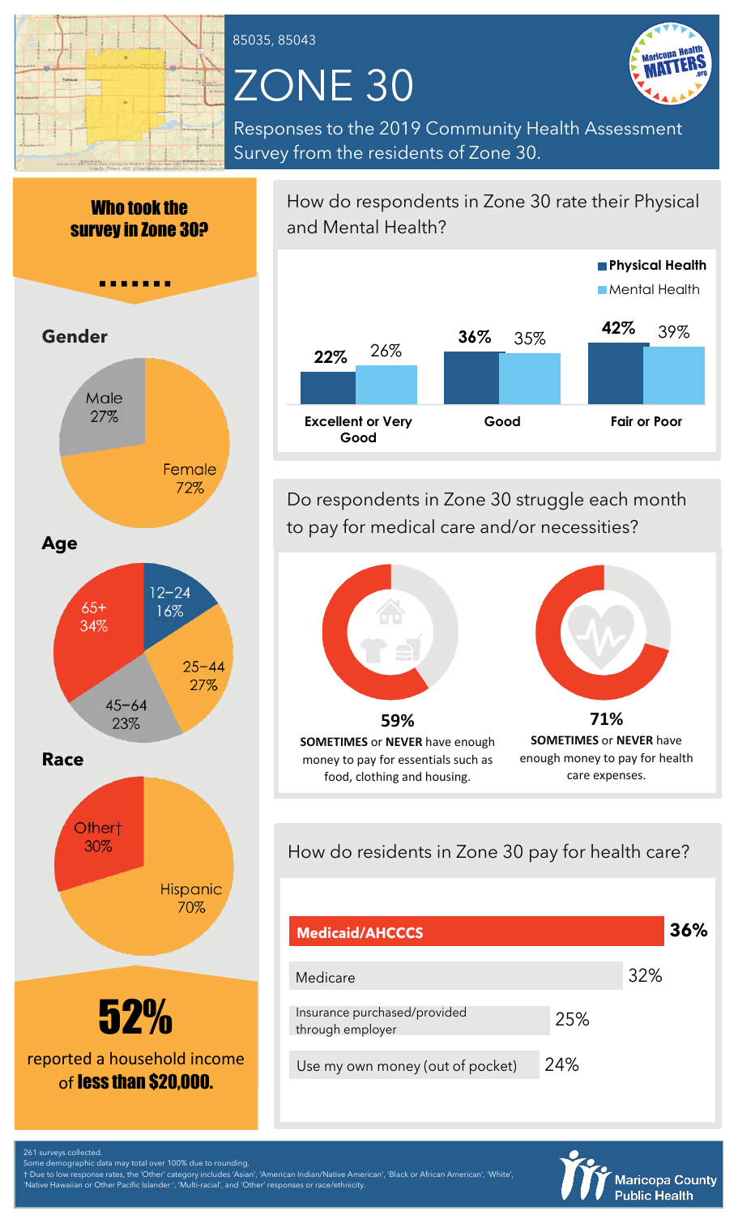85035, 85043

# ZONE 30

Responses to the 2019 Community Health Assessment Survey from the residents of Zone 30.

## Who took the survey in Zone 30?

### Gender

Male 27%

Female 72%

### Age

12–24 16%

25–44 27%

45–64 23%

65+ 34%

### Race

Other† 30%

Hispanic 70%

**52%**

reported a household income of **less than $20,000.**

## How do respondents in Zone 30 rate their Physical and Mental Health?

Physical Health
Mental Health

Excellent or Very Good: **22%** 26%

Good: **36%** 35%

Fair or Poor: **42%** 39%

## Do respondents in Zone 30 struggle each month to pay for medical care and/or necessities?

**59%**
**SOMETIMES** or **NEVER** have enough money to pay for essentials such as food, clothing and housing.

**71%**
**SOMETIMES** or **NEVER** have enough money to pay for health care expenses.

## How do residents in Zone 30 pay for health care?

**Medicaid/AHCCCS** **36%**

Medicare 32%

Insurance purchased/provided through employer 25%

Use my own money (out of pocket) 24%

261 surveys collected.
Some demographic data may total over 100% due to rounding.
† Due to low response rates, the 'Other' category includes 'Asian', 'American Indian/Native American', 'Black or African American', 'White', 'Native Hawaiian or Other Pacific Islander', 'Multi-racial', and 'Other' responses or race/ethnicity.

Maricopa County Public Health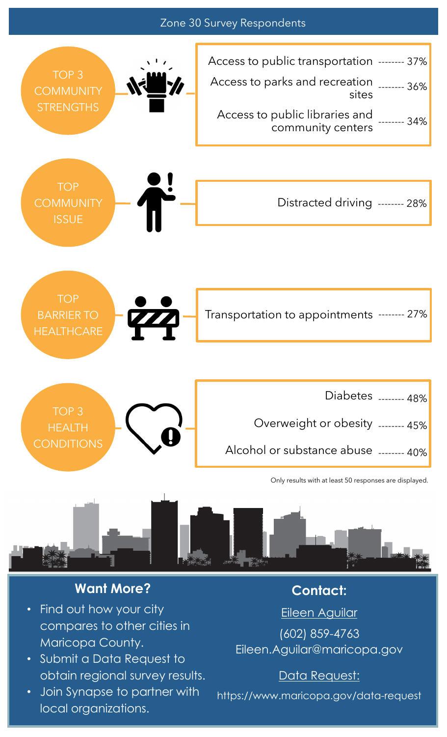## Zone 30 Survey Respondents

### TOP 3 COMMUNITY STRENGTHS

- Access to public transportation -------- 37%
- Access to parks and recreation sites -------- 36%
- Access to public libraries and community centers -------- 34%

### TOP COMMUNITY ISSUE

- Distracted driving -------- 28%

### TOP BARRIER TO HEALTHCARE

- Transportation to appointments -------- 27%

### TOP 3 HEALTH CONDITIONS

- Diabetes -------- 48%
- Overweight or obesity -------- 45%
- Alcohol or substance abuse -------- 40%

Only results with at least 50 responses are displayed.

### Want More?

- Find out how your city compares to other cities in Maricopa County.
- Submit a Data Request to obtain regional survey results.
- Join Synapse to partner with local organizations.

### Contact:

Eileen Aguilar

(602) 859-4763

Eileen.Aguilar@maricopa.gov

Data Request:

https://www.maricopa.gov/data-request